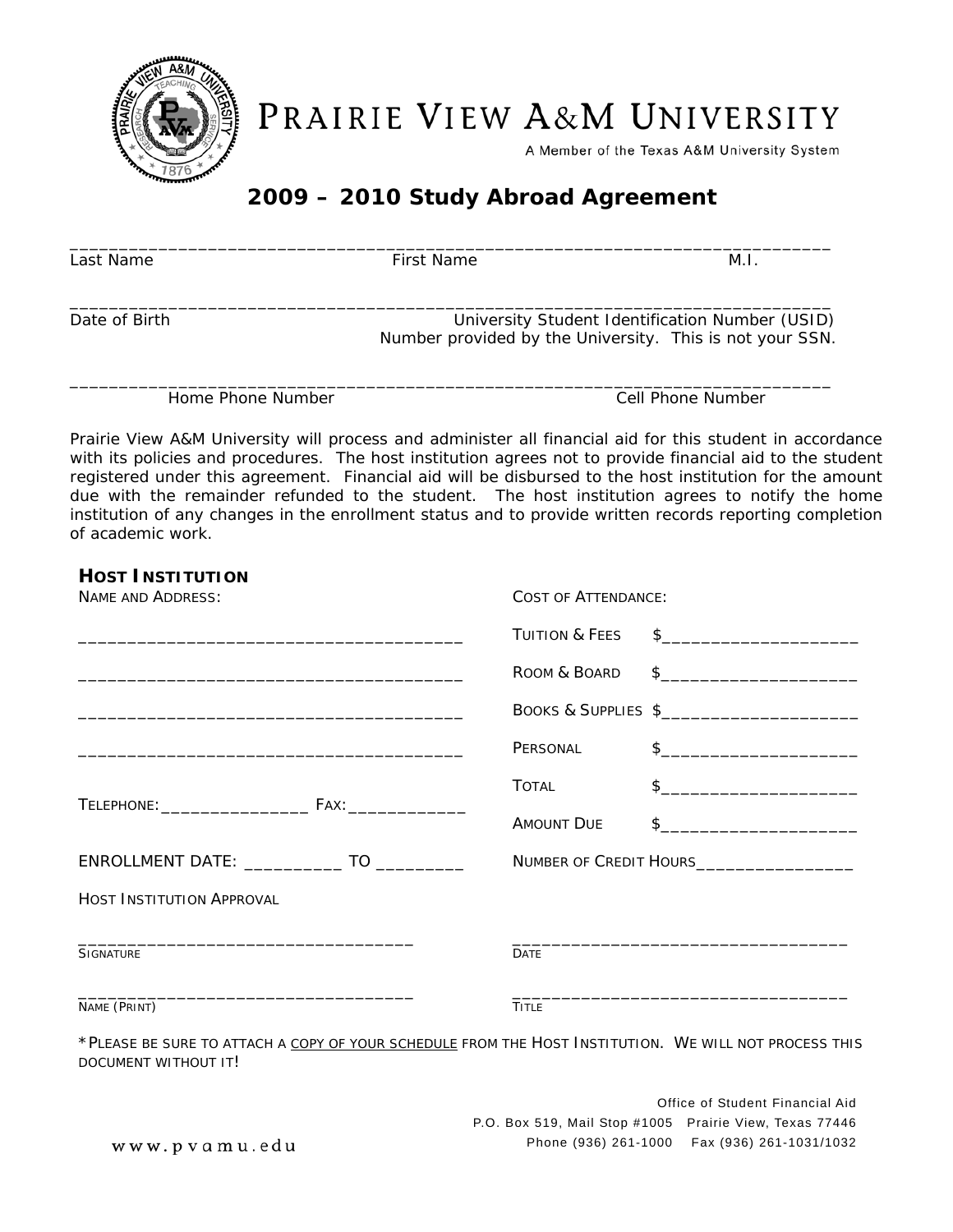# PRAIRIE VIEW A&M UNIVERSITY

A Member of the Texas A&M University System

## 2009 – 2010 Study Abroad Agreement

_______________________________________________________________________________

Last Name | First Name | M.I.

_______________________________________________________________________________

Date of Birth | University Student Identification Number (USID)
Number provided by the University. This is not your SSN.

_______________________________________________________________________________

Home Phone Number | Cell Phone Number

Prairie View A&M University will process and administer all financial aid for this student in accordance with its policies and procedures. The host institution agrees not to provide financial aid to the student registered under this agreement. Financial aid will be disbursed to the host institution for the amount due with the remainder refunded to the student. The host institution agrees to notify the home institution of any changes in the enrollment status and to provide written records reporting completion of academic work.

### HOST INSTITUTION

NAME AND ADDRESS:

________________________________________

________________________________________

________________________________________

________________________________________

TELEPHONE:________________ FAX:_____________

ENROLLMENT DATE: ___________ TO __________

COST OF ATTENDANCE:

TUITION & FEES $____________________

ROOM & BOARD $____________________

BOOKS & SUPPLIES $____________________

PERSONAL $____________________

TOTAL $____________________

AMOUNT DUE $____________________

NUMBER OF CREDIT HOURS_________________

HOST INSTITUTION APPROVAL

___________________________________ 
SIGNATURE

___________________________________ 
DATE

___________________________________ 
NAME (PRINT)

___________________________________ 
TITLE

*PLEASE BE SURE TO ATTACH A COPY OF YOUR SCHEDULE FROM THE HOST INSTITUTION. WE WILL NOT PROCESS THIS DOCUMENT WITHOUT IT!

Office of Student Financial Aid
P.O. Box 519, Mail Stop #1005 Prairie View, Texas 77446
Phone (936) 261-1000 Fax (936) 261-1031/1032

www.pvamu.edu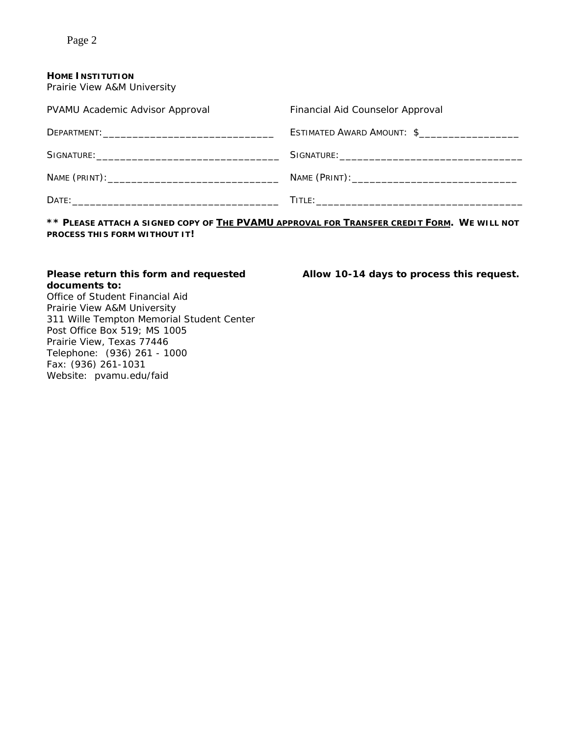**HOME INSTITUTION**

Prairie View A&M University

| PVAMU Academic Advisor Approval | Financial Aid Counselor Approval |
| --- | --- |
| DEPARTMENT:______________________________ | ESTIMATED AWARD AMOUNT: $_________________ |
| SIGNATURE:_______________________________ | SIGNATURE:_______________________________ |
| NAME (PRINT):_____________________________ | NAME (PRINT):____________________________ |
| DATE:____________________________________ | TITLE:___________________________________ |

**** PLEASE ATTACH A SIGNED COPY OF THE PVAMU APPROVAL FOR TRANSFER CREDIT FORM. WE WILL NOT PROCESS THIS FORM WITHOUT IT!**

**Please return this form and requested documents to:**

Office of Student Financial Aid
Prairie View A&M University
311 Wille Tempton Memorial Student Center
Post Office Box 519; MS 1005
Prairie View, Texas 77446
Telephone: (936) 261 - 1000
Fax: (936) 261-1031
Website: pvamu.edu/faid

**Allow 10-14 days to process this request.**